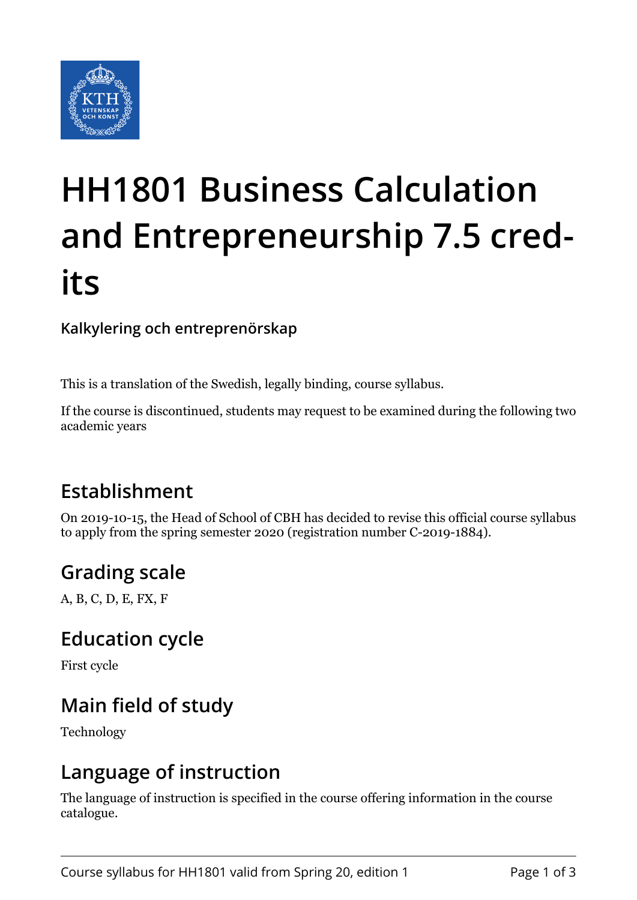# HH1801 Business Calculation and Entrepreneurship 7.5 credits

### Kalkylering och entreprenörskap

This is a translation of the Swedish, legally binding, course syllabus.

If the course is discontinued, students may request to be examined during the following two academic years

## Establishment

On 2019-10-15, the Head of School of CBH has decided to revise this official course syllabus to apply from the spring semester 2020 (registration number C-2019-1884).

## Grading scale

A, B, C, D, E, FX, F

## Education cycle

First cycle

## Main field of study

Technology

## Language of instruction

The language of instruction is specified in the course offering information in the course catalogue.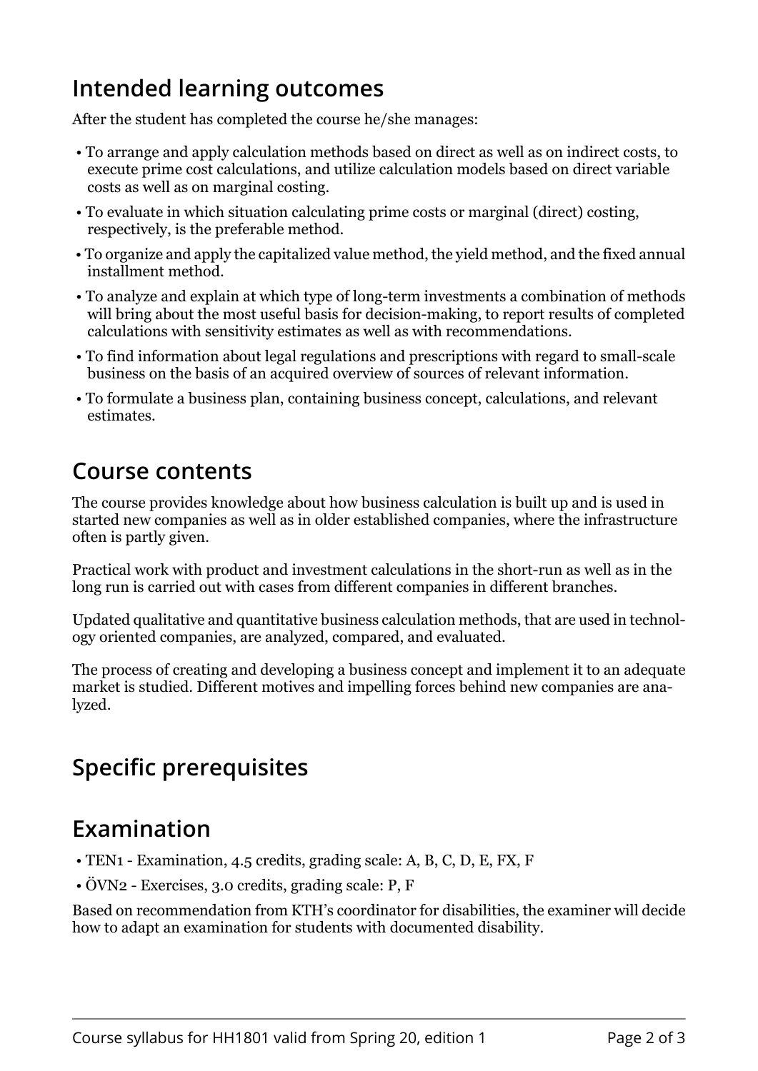## Intended learning outcomes

After the student has completed the course he/she manages:

- To arrange and apply calculation methods based on direct as well as on indirect costs, to execute prime cost calculations, and utilize calculation models based on direct variable costs as well as on marginal costing.
- To evaluate in which situation calculating prime costs or marginal (direct) costing, respectively, is the preferable method.
- To organize and apply the capitalized value method, the yield method, and the fixed annual installment method.
- To analyze and explain at which type of long-term investments a combination of methods will bring about the most useful basis for decision-making, to report results of completed calculations with sensitivity estimates as well as with recommendations.
- To find information about legal regulations and prescriptions with regard to small-scale business on the basis of an acquired overview of sources of relevant information.
- To formulate a business plan, containing business concept, calculations, and relevant estimates.

## Course contents

The course provides knowledge about how business calculation is built up and is used in started new companies as well as in older established companies, where the infrastructure often is partly given.

Practical work with product and investment calculations in the short-run as well as in the long run is carried out with cases from different companies in different branches.

Updated qualitative and quantitative business calculation methods, that are used in technology oriented companies, are analyzed, compared, and evaluated.

The process of creating and developing a business concept and implement it to an adequate market is studied. Different motives and impelling forces behind new companies are analyzed.

## Specific prerequisites

## Examination

- TEN1 - Examination, 4.5 credits, grading scale: A, B, C, D, E, FX, F
- ÖVN2 - Exercises, 3.0 credits, grading scale: P, F

Based on recommendation from KTH's coordinator for disabilities, the examiner will decide how to adapt an examination for students with documented disability.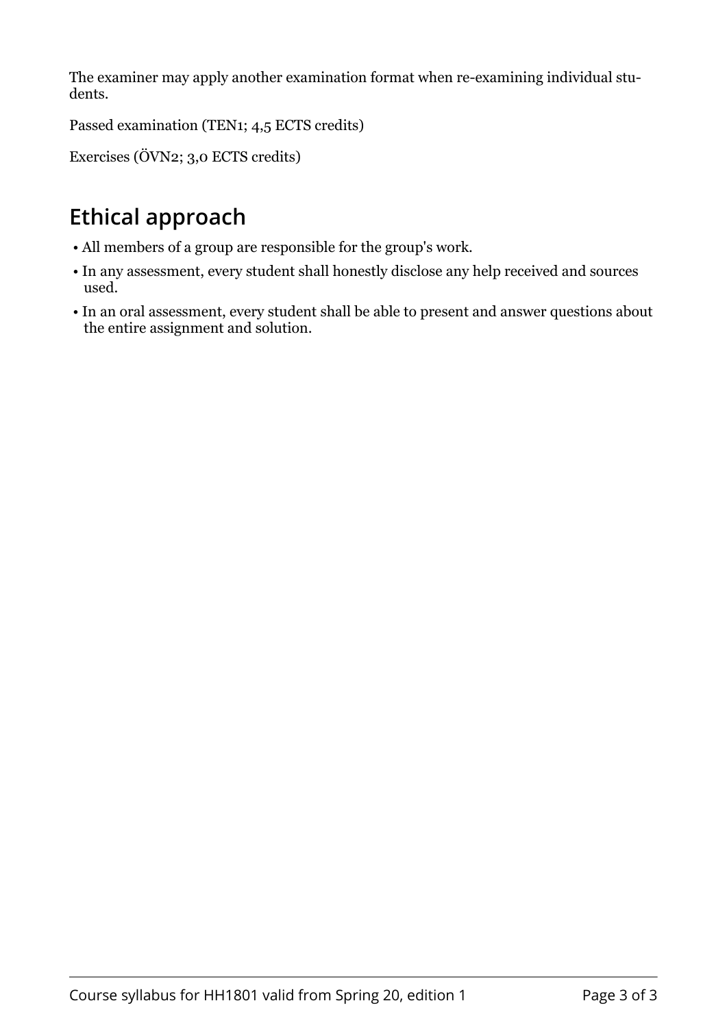The examiner may apply another examination format when re-examining individual students.

Passed examination (TEN1; 4,5 ECTS credits)

Exercises (ÖVN2; 3,0 ECTS credits)

## Ethical approach

- All members of a group are responsible for the group's work.
- In any assessment, every student shall honestly disclose any help received and sources used.
- In an oral assessment, every student shall be able to present and answer questions about the entire assignment and solution.